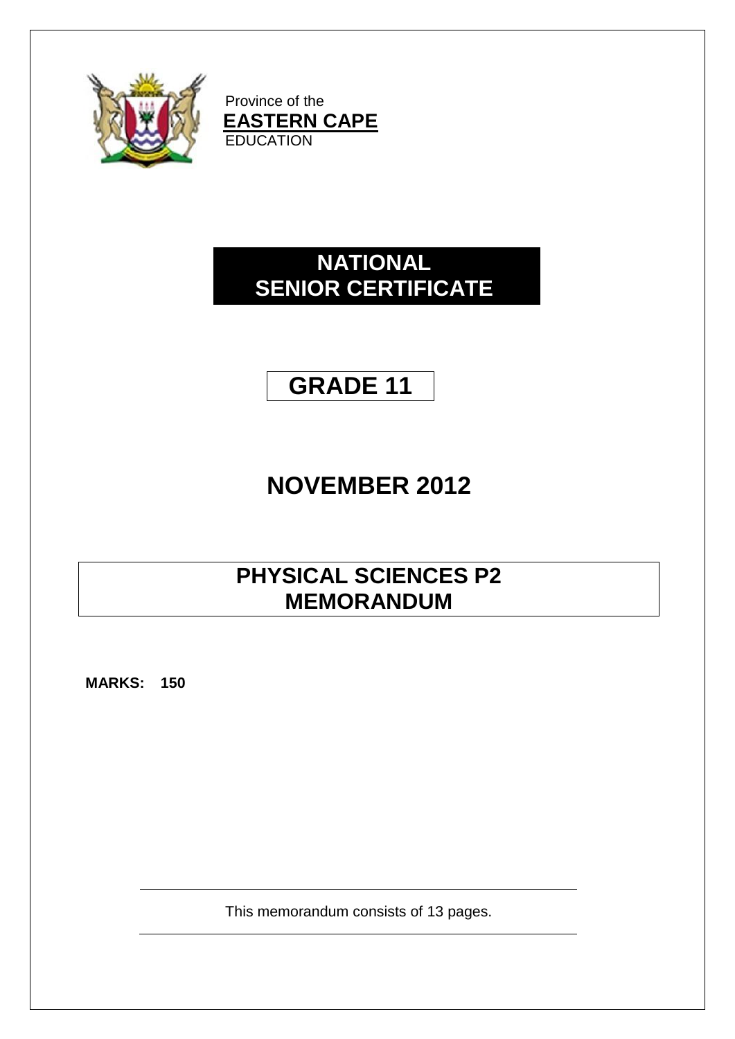Province of the
**EASTERN CAPE**
EDUCATION

# NATIONAL SENIOR CERTIFICATE

# GRADE 11

# NOVEMBER 2012

# PHYSICAL SCIENCES P2 MEMORANDUM

**MARKS: 150**

This memorandum consists of 13 pages.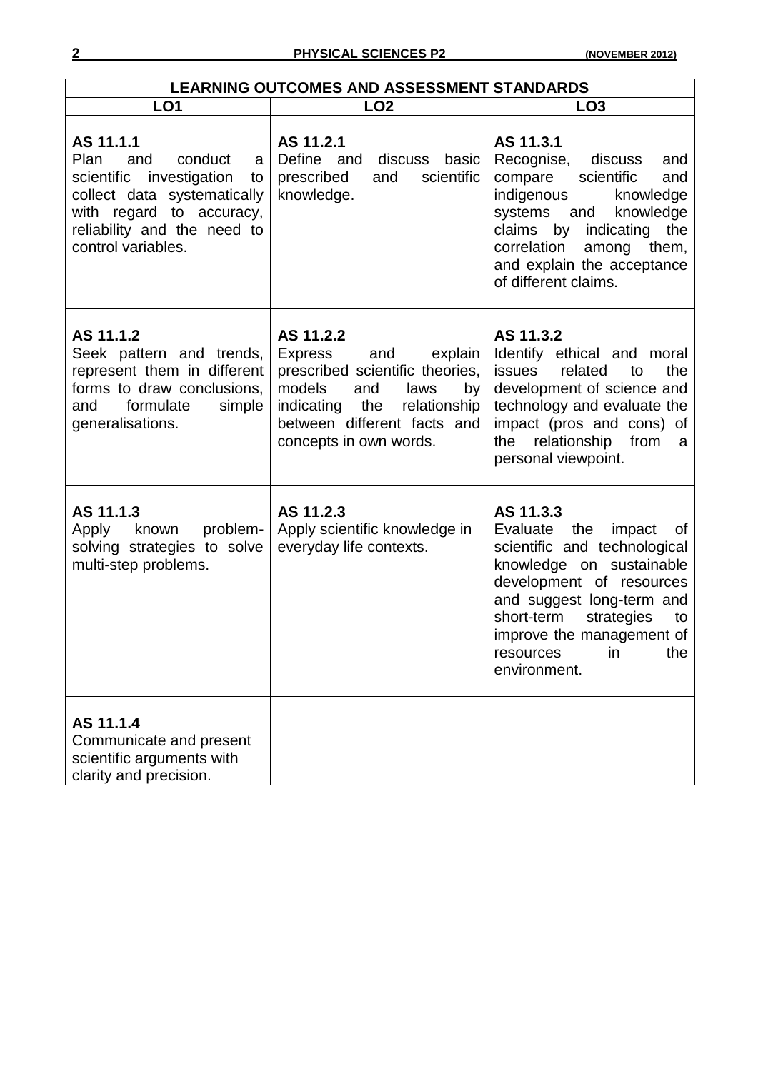| LEARNING OUTCOMES AND ASSESSMENT STANDARDS | | |
|---|---|---|
| **LO1** | **LO2** | **LO3** |
| **AS 11.1.1**<br>Plan and conduct a scientific investigation to collect data systematically with regard to accuracy, reliability and the need to control variables. | **AS 11.2.1**<br>Define and discuss basic prescribed and scientific knowledge. | **AS 11.3.1**<br>Recognise, discuss and compare scientific and indigenous knowledge systems and knowledge claims by indicating the correlation among them, and explain the acceptance of different claims. |
| **AS 11.1.2**<br>Seek pattern and trends, represent them in different forms to draw conclusions, and formulate simple generalisations. | **AS 11.2.2**<br>Express and explain prescribed scientific theories, models and laws by indicating the relationship between different facts and concepts in own words. | **AS 11.3.2**<br>Identify ethical and moral issues related to the development of science and technology and evaluate the impact (pros and cons) of the relationship from a personal viewpoint. |
| **AS 11.1.3**<br>Apply known problem-solving strategies to solve multi-step problems. | **AS 11.2.3**<br>Apply scientific knowledge in everyday life contexts. | **AS 11.3.3**<br>Evaluate the impact of scientific and technological knowledge on sustainable development of resources and suggest long-term and short-term strategies to improve the management of resources in the environment. |
| **AS 11.1.4**<br>Communicate and present scientific arguments with clarity and precision. | | |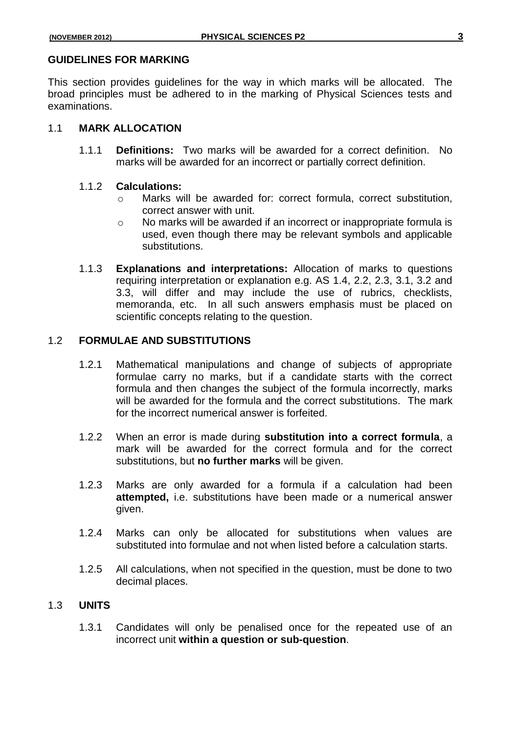## GUIDELINES FOR MARKING

This section provides guidelines for the way in which marks will be allocated. The broad principles must be adhered to in the marking of Physical Sciences tests and examinations.

### 1.1 MARK ALLOCATION

1.1.1 **Definitions:** Two marks will be awarded for a correct definition. No marks will be awarded for an incorrect or partially correct definition.

1.1.2 **Calculations:**

- Marks will be awarded for: correct formula, correct substitution, correct answer with unit.
- No marks will be awarded if an incorrect or inappropriate formula is used, even though there may be relevant symbols and applicable substitutions.

1.1.3 **Explanations and interpretations:** Allocation of marks to questions requiring interpretation or explanation e.g. AS 1.4, 2.2, 2.3, 3.1, 3.2 and 3.3, will differ and may include the use of rubrics, checklists, memoranda, etc. In all such answers emphasis must be placed on scientific concepts relating to the question.

### 1.2 FORMULAE AND SUBSTITUTIONS

1.2.1 Mathematical manipulations and change of subjects of appropriate formulae carry no marks, but if a candidate starts with the correct formula and then changes the subject of the formula incorrectly, marks will be awarded for the formula and the correct substitutions. The mark for the incorrect numerical answer is forfeited.

1.2.2 When an error is made during **substitution into a correct formula**, a mark will be awarded for the correct formula and for the correct substitutions, but **no further marks** will be given.

1.2.3 Marks are only awarded for a formula if a calculation had been **attempted,** i.e. substitutions have been made or a numerical answer given.

1.2.4 Marks can only be allocated for substitutions when values are substituted into formulae and not when listed before a calculation starts.

1.2.5 All calculations, when not specified in the question, must be done to two decimal places.

### 1.3 UNITS

1.3.1 Candidates will only be penalised once for the repeated use of an incorrect unit **within a question or sub-question**.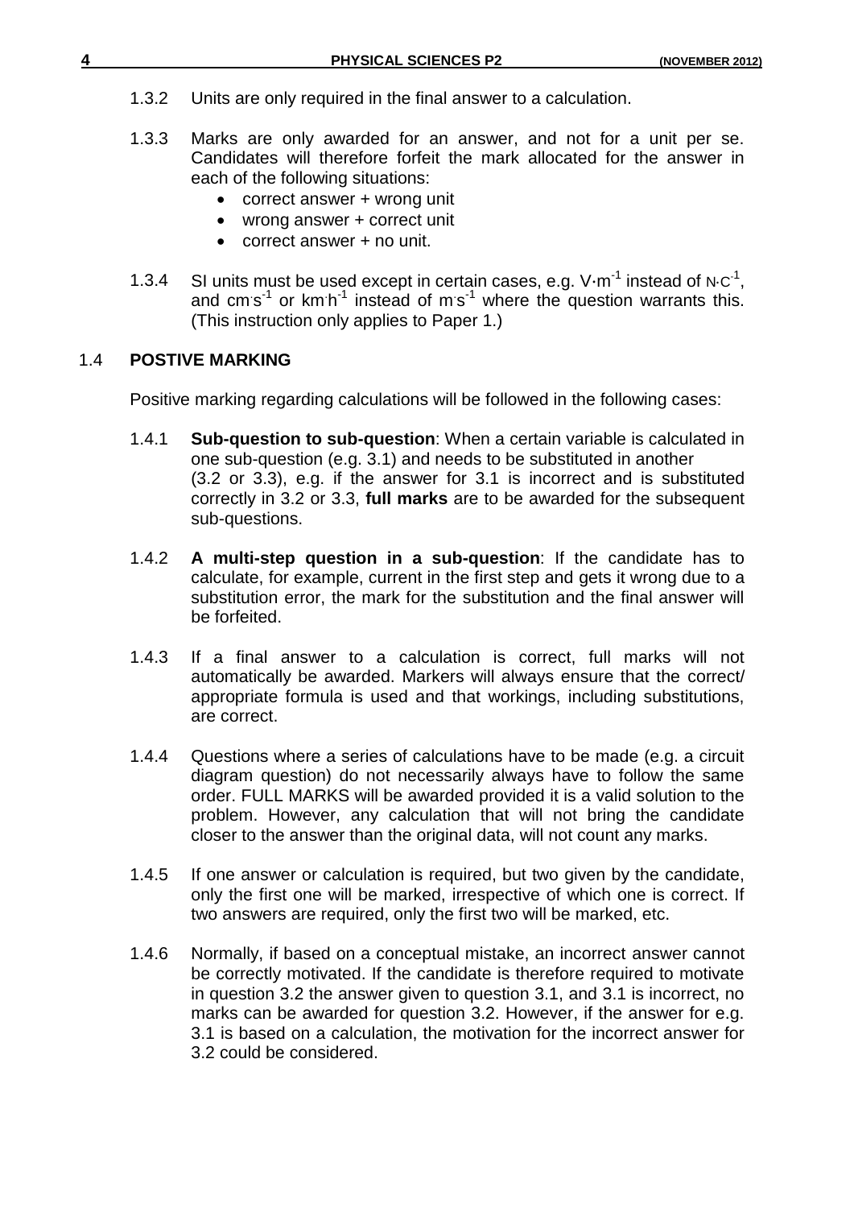1.3.2 Units are only required in the final answer to a calculation.

1.3.3 Marks are only awarded for an answer, and not for a unit per se. Candidates will therefore forfeit the mark allocated for the answer in each of the following situations:

- correct answer + wrong unit
- wrong answer + correct unit
- correct answer + no unit.

1.3.4 SI units must be used except in certain cases, e.g. $V \cdot m^{-1}$ instead of $N \cdot C^{-1}$, and $cm \cdot s^{-1}$ or $km \cdot h^{-1}$ instead of $m \cdot s^{-1}$ where the question warrants this. (This instruction only applies to Paper 1.)

## 1.4 POSTIVE MARKING

Positive marking regarding calculations will be followed in the following cases:

1.4.1 **Sub-question to sub-question**: When a certain variable is calculated in one sub-question (e.g. 3.1) and needs to be substituted in another (3.2 or 3.3), e.g. if the answer for 3.1 is incorrect and is substituted correctly in 3.2 or 3.3, **full marks** are to be awarded for the subsequent sub-questions.

1.4.2 **A multi-step question in a sub-question**: If the candidate has to calculate, for example, current in the first step and gets it wrong due to a substitution error, the mark for the substitution and the final answer will be forfeited.

1.4.3 If a final answer to a calculation is correct, full marks will not automatically be awarded. Markers will always ensure that the correct/ appropriate formula is used and that workings, including substitutions, are correct.

1.4.4 Questions where a series of calculations have to be made (e.g. a circuit diagram question) do not necessarily always have to follow the same order. FULL MARKS will be awarded provided it is a valid solution to the problem. However, any calculation that will not bring the candidate closer to the answer than the original data, will not count any marks.

1.4.5 If one answer or calculation is required, but two given by the candidate, only the first one will be marked, irrespective of which one is correct. If two answers are required, only the first two will be marked, etc.

1.4.6 Normally, if based on a conceptual mistake, an incorrect answer cannot be correctly motivated. If the candidate is therefore required to motivate in question 3.2 the answer given to question 3.1, and 3.1 is incorrect, no marks can be awarded for question 3.2. However, if the answer for e.g. 3.1 is based on a calculation, the motivation for the incorrect answer for 3.2 could be considered.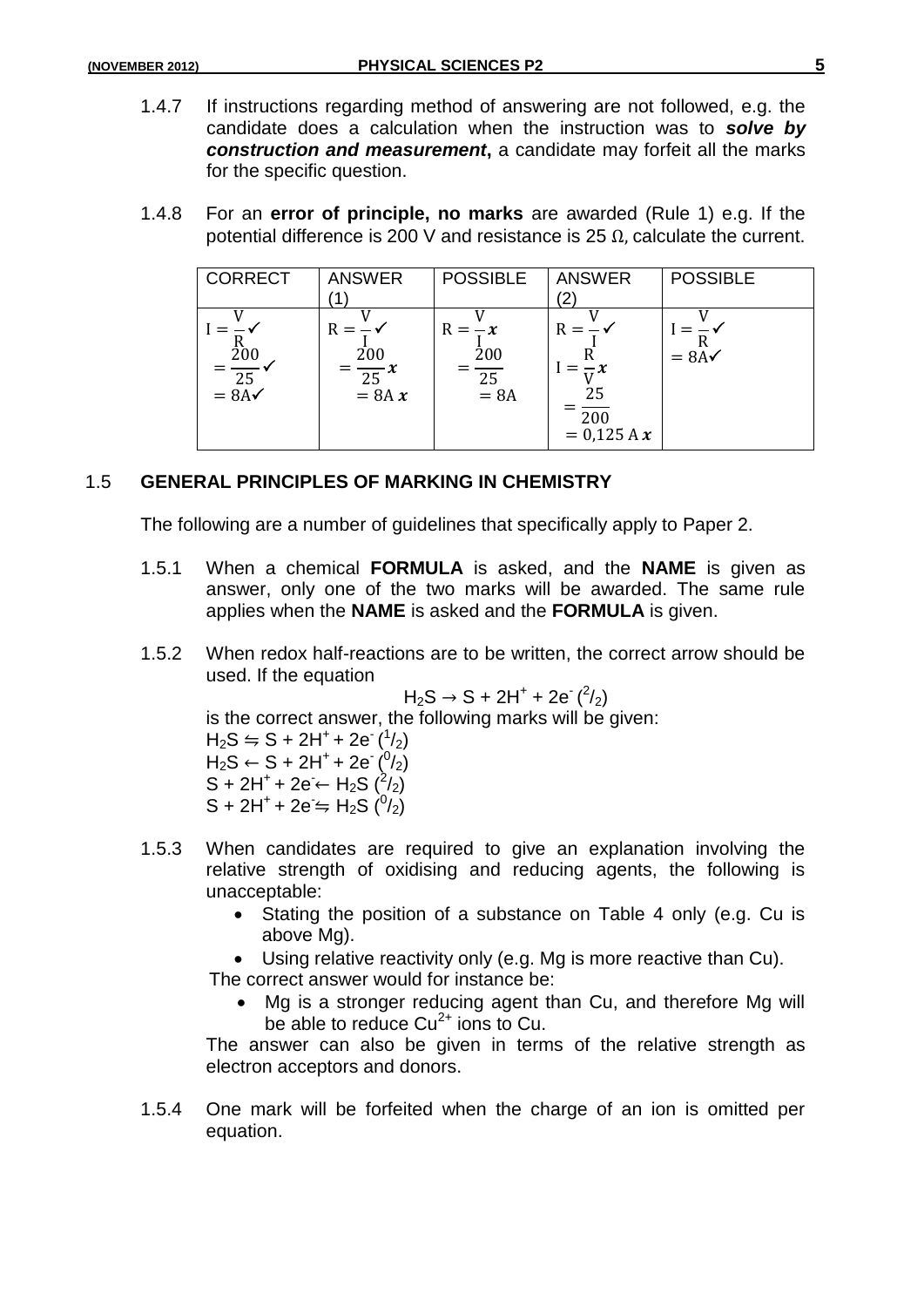1.4.7 If instructions regarding method of answering are not followed, e.g. the candidate does a calculation when the instruction was to ***solve by construction and measurement***, a candidate may forfeit all the marks for the specific question.

1.4.8 For an **error of principle, no marks** are awarded (Rule 1) e.g. If the potential difference is 200 V and resistance is 25 Ω, calculate the current.

| CORRECT | ANSWER (1) | POSSIBLE | ANSWER (2) | POSSIBLE |
|---|---|---|---|---|
| $I = \frac{V}{R}$ ✓<br>$= \frac{200}{25}$ ✓<br>$= 8A$ ✓ | $R = \frac{V}{I}$ ✓<br>$= \frac{200}{25}$ ✗<br>$= 8A$ ✗ | $R = \frac{V}{I}$ ✗<br>$= \frac{200}{25}$<br>$= 8A$ | $R = \frac{V}{I}$ ✓<br>$I = \frac{R}{V}$ ✗<br>$= \frac{25}{200}$<br>$= 0{,}125\ A$ ✗ | $I = \frac{V}{R}$ ✓<br>$= 8A$ ✓ |

## 1.5 GENERAL PRINCIPLES OF MARKING IN CHEMISTRY

The following are a number of guidelines that specifically apply to Paper 2.

1.5.1 When a chemical **FORMULA** is asked, and the **NAME** is given as answer, only one of the two marks will be awarded. The same rule applies when the **NAME** is asked and the **FORMULA** is given.

1.5.2 When redox half-reactions are to be written, the correct arrow should be used. If the equation

$$H_2S \rightarrow S + 2H^+ + 2e^- \ (^2/_2)$$

is the correct answer, the following marks will be given:

$H_2S \leftrightharpoons S + 2H^+ + 2e^-$ $(^1/_2)$
$H_2S \leftarrow S + 2H^+ + 2e^-$ $(^0/_2)$
$S + 2H^+ + 2e^- \leftarrow H_2S$ $(^2/_2)$
$S + 2H^+ + 2e^- \leftrightharpoons H_2S$ $(^0/_2)$

1.5.3 When candidates are required to give an explanation involving the relative strength of oxidising and reducing agents, the following is unacceptable:

- Stating the position of a substance on Table 4 only (e.g. Cu is above Mg).
- Using relative reactivity only (e.g. Mg is more reactive than Cu).

The correct answer would for instance be:

- Mg is a stronger reducing agent than Cu, and therefore Mg will be able to reduce $Cu^{2+}$ ions to Cu.

The answer can also be given in terms of the relative strength as electron acceptors and donors.

1.5.4 One mark will be forfeited when the charge of an ion is omitted per equation.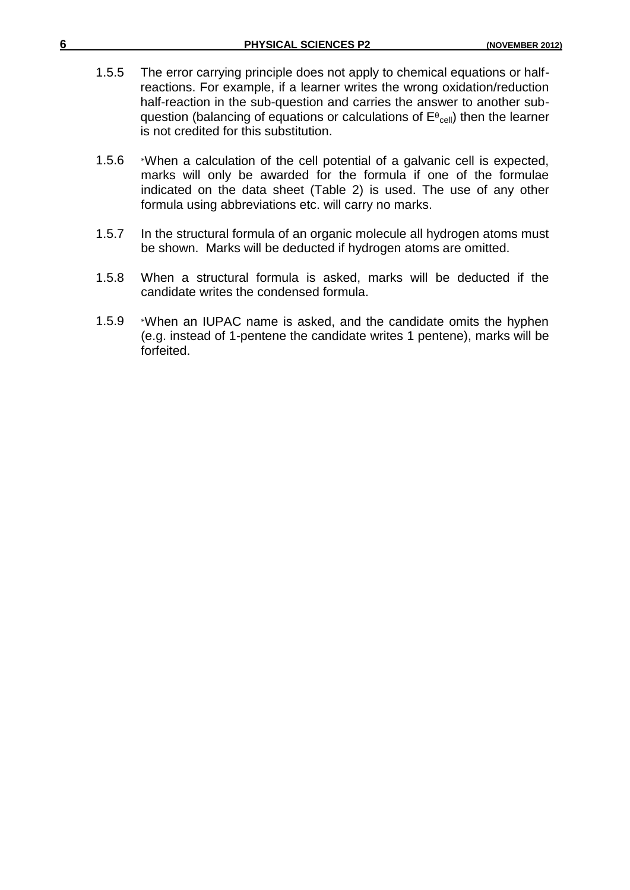1.5.5 The error carrying principle does not apply to chemical equations or half-reactions. For example, if a learner writes the wrong oxidation/reduction half-reaction in the sub-question and carries the answer to another sub-question (balancing of equations or calculations of $E^{\theta}_{cell}$) then the learner is not credited for this substitution.

1.5.6 *When a calculation of the cell potential of a galvanic cell is expected, marks will only be awarded for the formula if one of the formulae indicated on the data sheet (Table 2) is used. The use of any other formula using abbreviations etc. will carry no marks.

1.5.7 In the structural formula of an organic molecule all hydrogen atoms must be shown. Marks will be deducted if hydrogen atoms are omitted.

1.5.8 When a structural formula is asked, marks will be deducted if the candidate writes the condensed formula.

1.5.9 *When an IUPAC name is asked, and the candidate omits the hyphen (e.g. instead of 1-pentene the candidate writes 1 pentene), marks will be forfeited.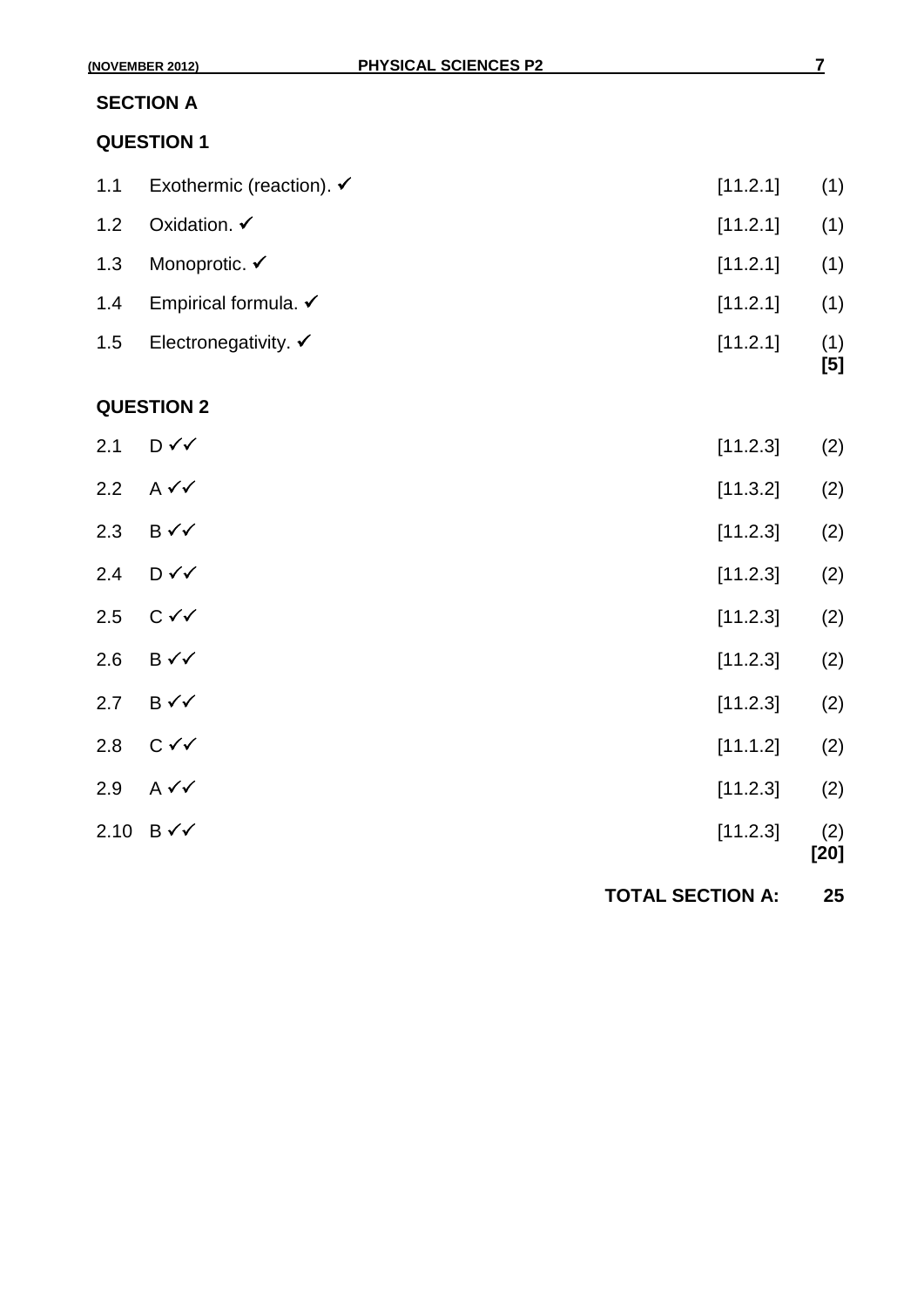## SECTION A

### QUESTION 1

| | | | |
|---|---|---|---|
| 1.1 | Exothermic (reaction). ✓ | [11.2.1] | (1) |
| 1.2 | Oxidation. ✓ | [11.2.1] | (1) |
| 1.3 | Monoprotic. ✓ | [11.2.1] | (1) |
| 1.4 | Empirical formula. ✓ | [11.2.1] | (1) |
| 1.5 | Electronegativity. ✓ | [11.2.1] | (1) **[5]** |

### QUESTION 2

| | | | |
|---|---|---|---|
| 2.1 | D ✓✓ | [11.2.3] | (2) |
| 2.2 | A ✓✓ | [11.3.2] | (2) |
| 2.3 | B ✓✓ | [11.2.3] | (2) |
| 2.4 | D ✓✓ | [11.2.3] | (2) |
| 2.5 | C ✓✓ | [11.2.3] | (2) |
| 2.6 | B ✓✓ | [11.2.3] | (2) |
| 2.7 | B ✓✓ | [11.2.3] | (2) |
| 2.8 | C ✓✓ | [11.1.2] | (2) |
| 2.9 | A ✓✓ | [11.2.3] | (2) |
| 2.10 | B ✓✓ | [11.2.3] | (2) **[20]** |

**TOTAL SECTION A: 25**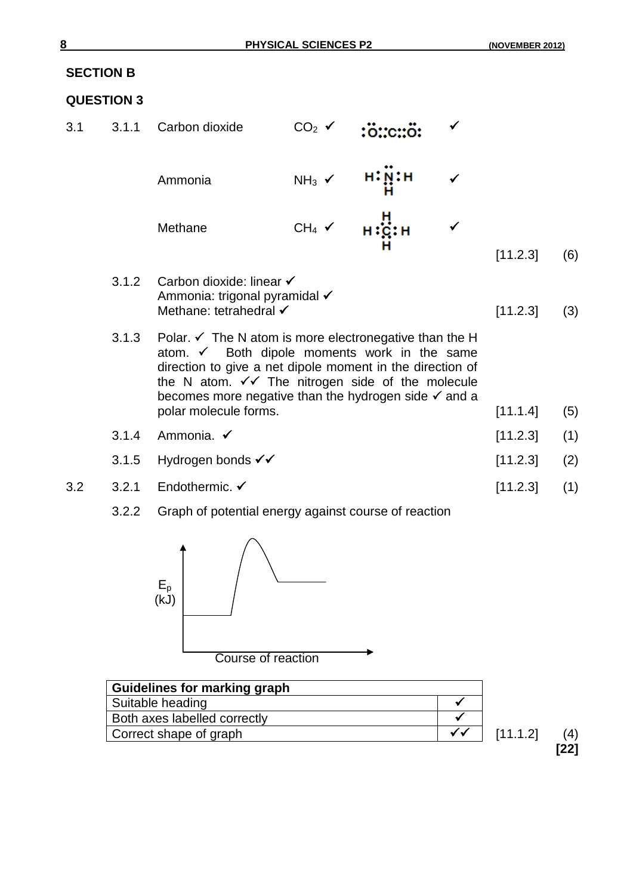## SECTION B

### QUESTION 3

3.1

3.1.1

| | Formula | Lewis structure | | | |
|---|---|---|---|---|---|
| Carbon dioxide | $CO_2$ ✓ | :Ö::C::Ö: | ✓ | | |
| Ammonia | $NH_3$ ✓ | H:N̈:H with H below N | ✓ | | |
| Methane | $CH_4$ ✓ | H:C:H with H above and below C | ✓ | [11.2.3] | (6) |

3.1.2 Carbon dioxide: linear ✓
Ammonia: trigonal pyramidal ✓
Methane: tetrahedral ✓ [11.2.3] (3)

3.1.3 Polar. ✓ The N atom is more electronegative than the H atom. ✓ Both dipole moments work in the same direction to give a net dipole moment in the direction of the N atom. ✓✓ The nitrogen side of the molecule becomes more negative than the hydrogen side ✓ and a polar molecule forms. [11.1.4] (5)

3.1.4 Ammonia. ✓ [11.2.3] (1)

3.1.5 Hydrogen bonds ✓✓ [11.2.3] (2)

3.2

3.2.1 Endothermic. ✓ [11.2.3] (1)

3.2.2 Graph of potential energy against course of reaction

(Graph: $E_p$ (kJ) on vertical axis, Course of reaction on horizontal axis; reactants at a lower energy level, rising to a peak, then falling to products at a higher energy level than reactants.)

| Guidelines for marking graph | |
|---|---|
| Suitable heading | ✓ |
| Both axes labelled correctly | ✓ |
| Correct shape of graph | ✓✓ |

[11.1.2] (4)

**[22]**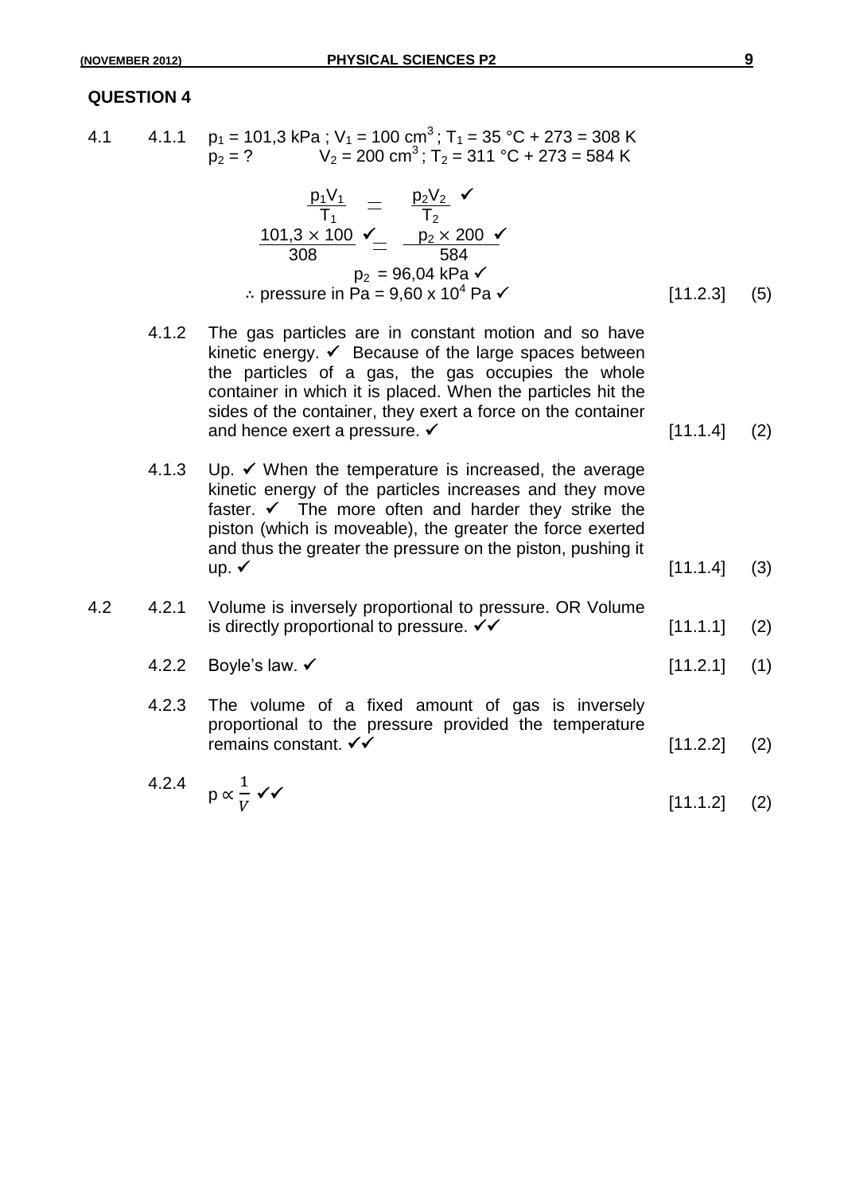## QUESTION 4

**4.1**

**4.1.1** $p_1 = 101{,}3$ kPa ; $V_1 = 100$ cm$^3$ ; $T_1 = 35$ °C + 273 = 308 K
$p_2 = ?$ $V_2 = 200$ cm$^3$ ; $T_2 = 311$ °C + 273 = 584 K

$$\frac{p_1V_1}{T_1} = \frac{p_2V_2}{T_2} \checkmark$$

$$\frac{101{,}3 \times 100}{308} \checkmark = \frac{p_2 \times 200}{584} \checkmark$$

$$p_2 = 96{,}04 \text{ kPa} \checkmark$$

$\therefore$ pressure in Pa = $9{,}60 \times 10^4$ Pa ✓ [11.2.3] (5)

**4.1.2** The gas particles are in constant motion and so have kinetic energy. ✓ Because of the large spaces between the particles of a gas, the gas occupies the whole container in which it is placed. When the particles hit the sides of the container, they exert a force on the container and hence exert a pressure. ✓ [11.1.4] (2)

**4.1.3** Up. ✓ When the temperature is increased, the average kinetic energy of the particles increases and they move faster. ✓ The more often and harder they strike the piston (which is moveable), the greater the force exerted and thus the greater the pressure on the piston, pushing it up. ✓ [11.1.4] (3)

**4.2**

**4.2.1** Volume is inversely proportional to pressure. OR Volume is directly proportional to pressure. ✓✓ [11.1.1] (2)

**4.2.2** Boyle's law. ✓ [11.2.1] (1)

**4.2.3** The volume of a fixed amount of gas is inversely proportional to the pressure provided the temperature remains constant. ✓✓ [11.2.2] (2)

**4.2.4** $p \propto \frac{1}{V}$ ✓✓ [11.1.2] (2)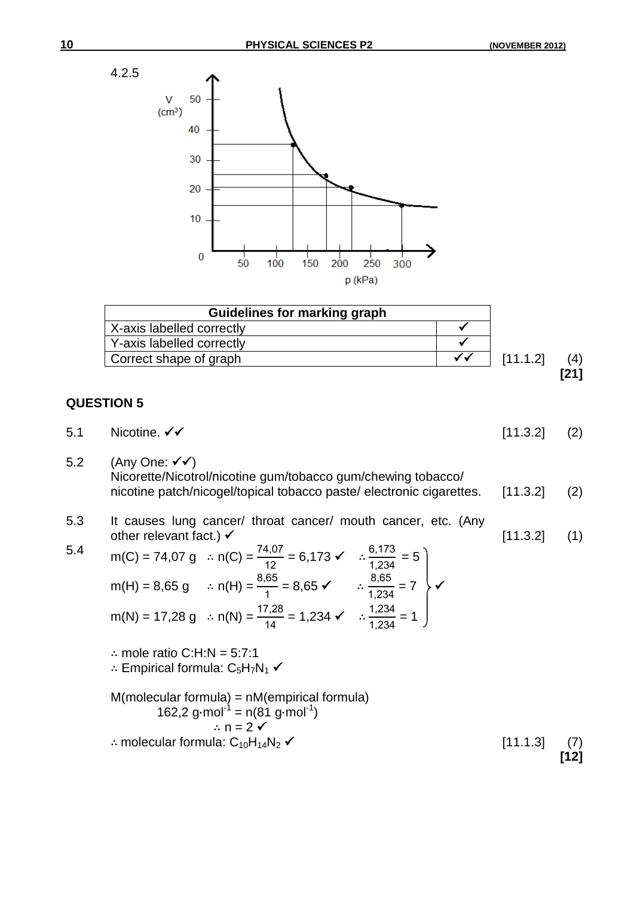4.2.5

| Guidelines for marking graph | |
|---|---|
| X-axis labelled correctly | ✓ |
| Y-axis labelled correctly | ✓ |
| Correct shape of graph | ✓✓ |

[11.1.2] (4)
**[21]**

## QUESTION 5

5.1 Nicotine. ✓✓ [11.3.2] (2)

5.2 (Any One: ✓✓)
Nicorette/Nicotrol/nicotine gum/tobacco gum/chewing tobacco/ nicotine patch/nicogel/topical tobacco paste/ electronic cigarettes. [11.3.2] (2)

5.3 It causes lung cancer/ throat cancer/ mouth cancer, etc. (Any other relevant fact.) ✓ [11.3.2] (1)

5.4

$m(C) = 74{,}07\text{ g} \quad \therefore n(C) = \frac{74{,}07}{12} = 6{,}173$ ✓ $\quad \therefore \frac{6{,}173}{1{,}234} = 5$

$m(H) = 8{,}65\text{ g} \quad \therefore n(H) = \frac{8{,}65}{1} = 8{,}65$ ✓ $\quad \therefore \frac{8{,}65}{1{,}234} = 7$ ✓

$m(N) = 17{,}28\text{ g} \quad \therefore n(N) = \frac{17{,}28}{14} = 1{,}234$ ✓ $\quad \therefore \frac{1{,}234}{1{,}234} = 1$

∴ mole ratio C:H:N = 5:7:1
∴ Empirical formula: $C_5H_7N_1$ ✓

M(molecular formula) = nM(empirical formula)
$162{,}2\text{ g·mol}^{-1} = n(81\text{ g·mol}^{-1})$
∴ n = 2 ✓
∴ molecular formula: $C_{10}H_{14}N_2$ ✓ [11.1.3] (7)
**[12]**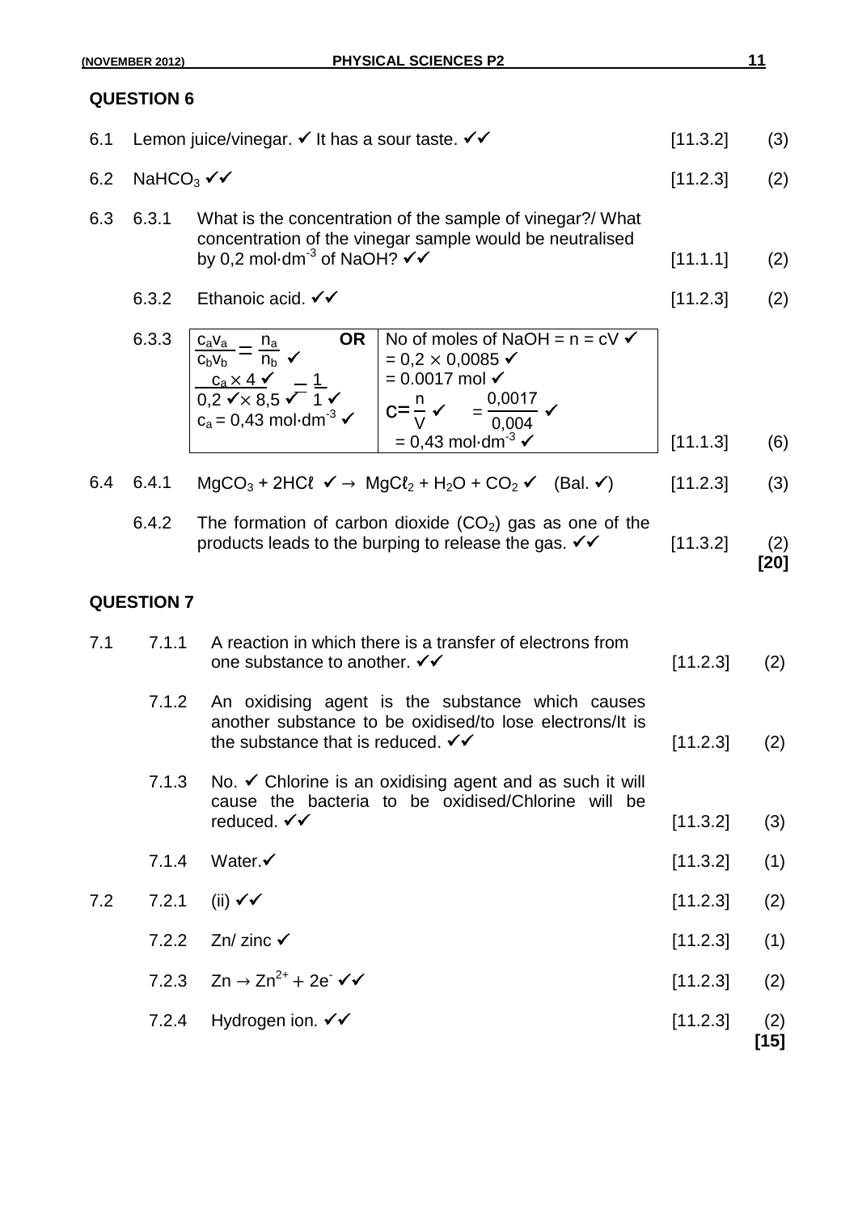## QUESTION 6

| | | | | |
|---|---|---|---|---|
| 6.1 | | Lemon juice/vinegar. ✓ It has a sour taste. ✓✓ | [11.3.2] | (3) |
| 6.2 | | $NaHCO_3$ ✓✓ | [11.2.3] | (2) |
| 6.3 | 6.3.1 | What is the concentration of the sample of vinegar?/ What concentration of the vinegar sample would be neutralised by 0,2 $mol{\cdot}dm^{-3}$ of NaOH? ✓✓ | [11.1.1] | (2) |
| | 6.3.2 | Ethanoic acid. ✓✓ | [11.2.3] | (2) |
| | 6.3.3 | $\frac{c_a v_a}{c_b v_b} = \frac{n_a}{n_b}$ ✓ <br> $\frac{c_a \times 4}{0,2 \times 8,5} = \frac{1}{1}$ ✓ ✓ ✓ ✓ <br> $c_a$ = 0,43 $mol{\cdot}dm^{-3}$ ✓ <br> **OR** <br> No of moles of NaOH = n = cV ✓ <br> = 0,2 × 0,0085 ✓ <br> = 0.0017 mol ✓ <br> $c = \frac{n}{V}$ ✓ $= \frac{0,0017}{0,004}$ ✓ <br> = 0,43 $mol{\cdot}dm^{-3}$ ✓ | [11.1.3] | (6) |
| 6.4 | 6.4.1 | $MgCO_3 + 2HC\ell$ ✓ $\rightarrow MgC\ell_2 + H_2O + CO_2$ ✓ (Bal. ✓) | [11.2.3] | (3) |
| | 6.4.2 | The formation of carbon dioxide ($CO_2$) gas as one of the products leads to the burping to release the gas. ✓✓ | [11.3.2] | (2) **[20]** |

## QUESTION 7

| | | | | |
|---|---|---|---|---|
| 7.1 | 7.1.1 | A reaction in which there is a transfer of electrons from one substance to another. ✓✓ | [11.2.3] | (2) |
| | 7.1.2 | An oxidising agent is the substance which causes another substance to be oxidised/to lose electrons/It is the substance that is reduced. ✓✓ | [11.2.3] | (2) |
| | 7.1.3 | No. ✓ Chlorine is an oxidising agent and as such it will cause the bacteria to be oxidised/Chlorine will be reduced. ✓✓ | [11.3.2] | (3) |
| | 7.1.4 | Water.✓ | [11.3.2] | (1) |
| 7.2 | 7.2.1 | (ii) ✓✓ | [11.2.3] | (2) |
| | 7.2.2 | Zn/ zinc ✓ | [11.2.3] | (1) |
| | 7.2.3 | $Zn \rightarrow Zn^{2+} + 2e^-$ ✓✓ | [11.2.3] | (2) |
| | 7.2.4 | Hydrogen ion. ✓✓ | [11.2.3] | (2) **[15]** |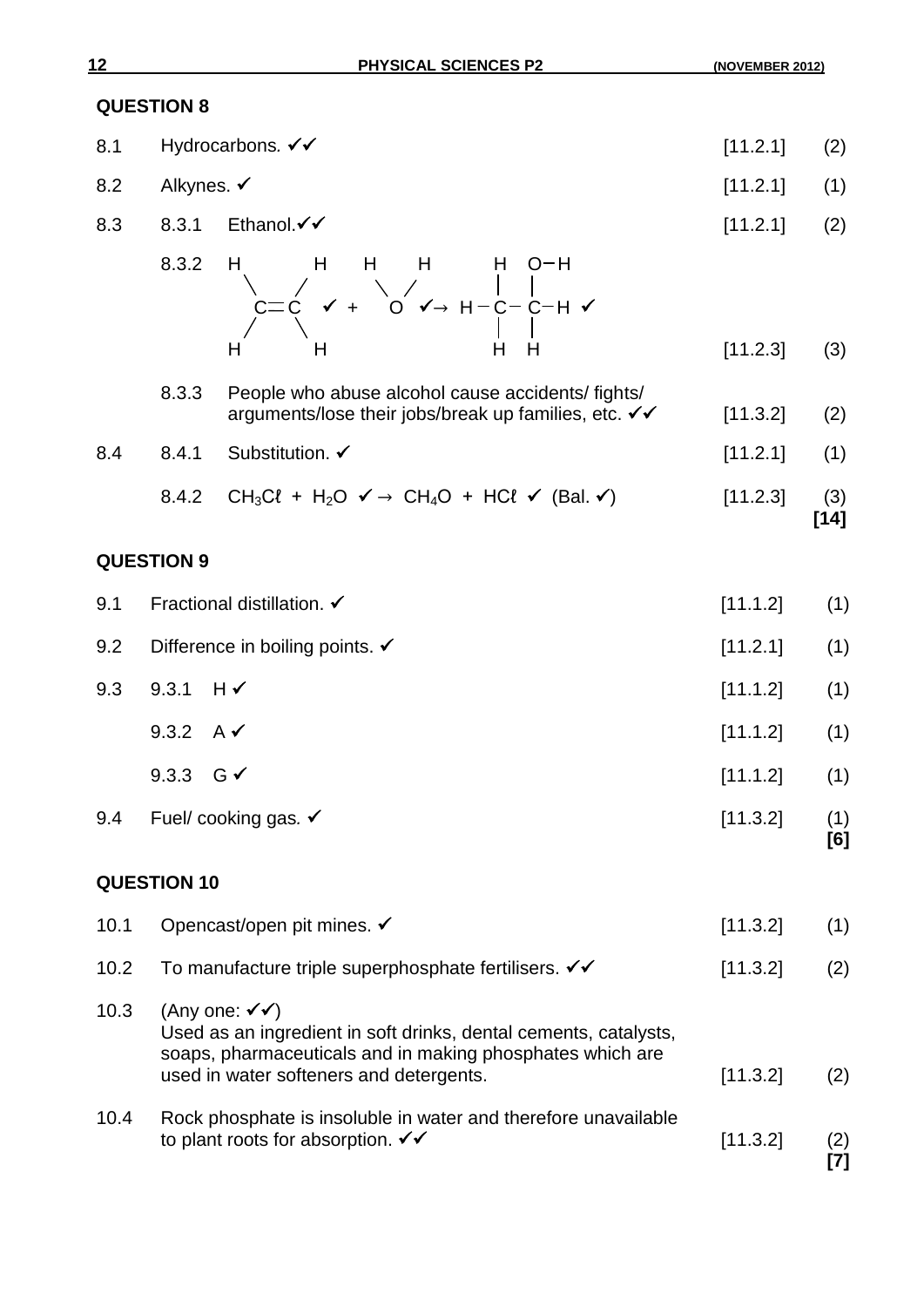## QUESTION 8

| | | | | |
|---|---|---|---|---|
| 8.1 | | Hydrocarbons. ✓✓ | [11.2.1] | (2) |
| 8.2 | | Alkynes. ✓ | [11.2.1] | (1) |
| 8.3 | 8.3.1 | Ethanol.✓✓ | [11.2.1] | (2) |
| | 8.3.2 | (structural formulae: ethene ✓ + water ✓ → ethanol ✓) | [11.2.3] | (3) |
| | 8.3.3 | People who abuse alcohol cause accidents/ fights/ arguments/lose their jobs/break up families, etc. ✓✓ | [11.3.2] | (2) |
| 8.4 | 8.4.1 | Substitution. ✓ | [11.2.1] | (1) |
| | 8.4.2 | $CH_3C\ell + H_2O$ ✓ → $CH_4O + HC\ell$ ✓ (Bal. ✓) | [11.2.3] | (3) **[14]** |

8.3.2:

```
H       H     H     H        H   O─H
 \     /       \   /         |   |
  C═C    ✓  +    O    ✓→  H─C ─ C─H  ✓
 /     \                     |   |
H       H                    H   H
```

## QUESTION 9

| | | | | |
|---|---|---|---|---|
| 9.1 | | Fractional distillation. ✓ | [11.1.2] | (1) |
| 9.2 | | Difference in boiling points. ✓ | [11.2.1] | (1) |
| 9.3 | 9.3.1 | H ✓ | [11.1.2] | (1) |
| | 9.3.2 | A ✓ | [11.1.2] | (1) |
| | 9.3.3 | G ✓ | [11.1.2] | (1) |
| 9.4 | | Fuel/ cooking gas. ✓ | [11.3.2] | (1) **[6]** |

## QUESTION 10

| | | | |
|---|---|---|---|
| 10.1 | Opencast/open pit mines. ✓ | [11.3.2] | (1) |
| 10.2 | To manufacture triple superphosphate fertilisers. ✓✓ | [11.3.2] | (2) |
| 10.3 | (Any one: ✓✓) Used as an ingredient in soft drinks, dental cements, catalysts, soaps, pharmaceuticals and in making phosphates which are used in water softeners and detergents. | [11.3.2] | (2) |
| 10.4 | Rock phosphate is insoluble in water and therefore unavailable to plant roots for absorption. ✓✓ | [11.3.2] | (2) **[7]** |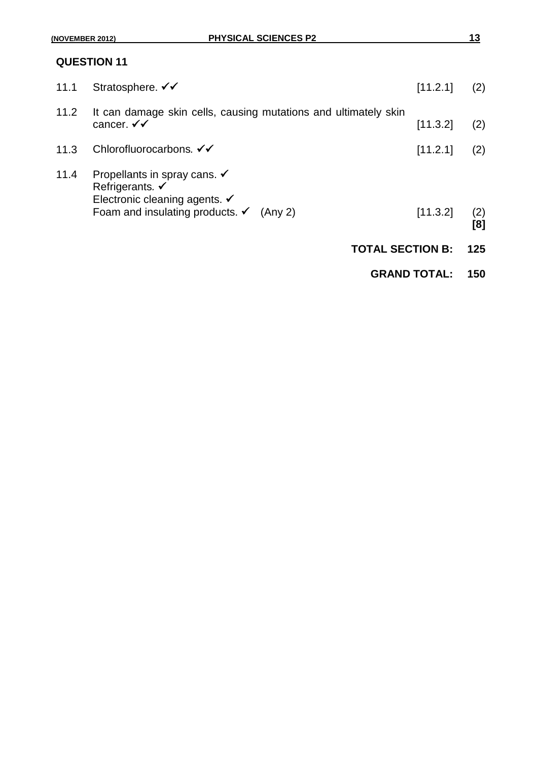## QUESTION 11

| | | | |
|---|---|---|---|
| 11.1 | Stratosphere. ✓✓ | [11.2.1] | (2) |
| 11.2 | It can damage skin cells, causing mutations and ultimately skin cancer. ✓✓ | [11.3.2] | (2) |
| 11.3 | Chlorofluorocarbons. ✓✓ | [11.2.1] | (2) |
| 11.4 | Propellants in spray cans. ✓<br>Refrigerants. ✓<br>Electronic cleaning agents. ✓<br>Foam and insulating products. ✓ (Any 2) | [11.3.2] | (2)<br>**[8]** |

**TOTAL SECTION B: 125**

**GRAND TOTAL: 150**